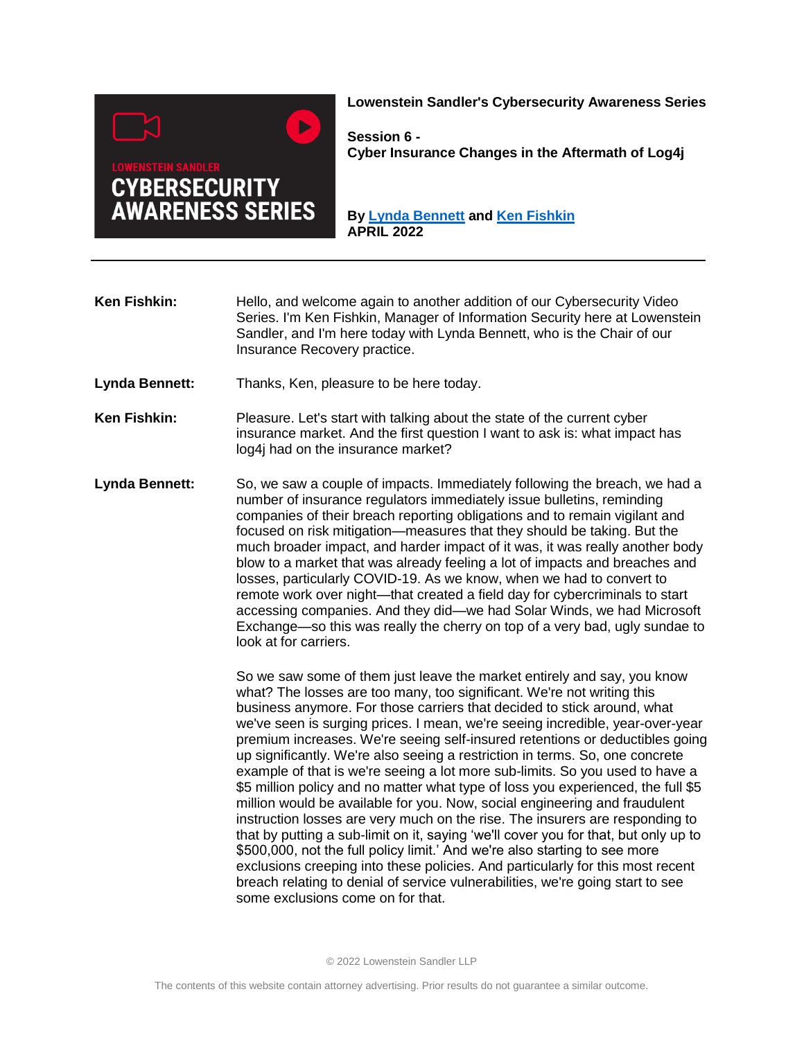LOWENSTEIN SANDLER
CYBERSECURITY AWARENESS SERIES

**Lowenstein Sandler's Cybersecurity Awareness Series**

**Session 6 -**
**Cyber Insurance Changes in the Aftermath of Log4j**

**By [Lynda Bennett]() and [Ken Fishkin]()**
**APRIL 2022**

---

**Ken Fishkin:** Hello, and welcome again to another addition of our Cybersecurity Video Series. I'm Ken Fishkin, Manager of Information Security here at Lowenstein Sandler, and I'm here today with Lynda Bennett, who is the Chair of our Insurance Recovery practice.

**Lynda Bennett:** Thanks, Ken, pleasure to be here today.

**Ken Fishkin:** Pleasure. Let's start with talking about the state of the current cyber insurance market. And the first question I want to ask is: what impact has log4j had on the insurance market?

**Lynda Bennett:** So, we saw a couple of impacts. Immediately following the breach, we had a number of insurance regulators immediately issue bulletins, reminding companies of their breach reporting obligations and to remain vigilant and focused on risk mitigation—measures that they should be taking. But the much broader impact, and harder impact of it was, it was really another body blow to a market that was already feeling a lot of impacts and breaches and losses, particularly COVID-19. As we know, when we had to convert to remote work over night—that created a field day for cybercriminals to start accessing companies. And they did—we had Solar Winds, we had Microsoft Exchange—so this was really the cherry on top of a very bad, ugly sundae to look at for carriers.

So we saw some of them just leave the market entirely and say, you know what? The losses are too many, too significant. We're not writing this business anymore. For those carriers that decided to stick around, what we've seen is surging prices. I mean, we're seeing incredible, year-over-year premium increases. We're seeing self-insured retentions or deductibles going up significantly. We're also seeing a restriction in terms. So, one concrete example of that is we're seeing a lot more sub-limits. So you used to have a \$5 million policy and no matter what type of loss you experienced, the full \$5 million would be available for you. Now, social engineering and fraudulent instruction losses are very much on the rise. The insurers are responding to that by putting a sub-limit on it, saying 'we'll cover you for that, but only up to \$500,000, not the full policy limit.' And we're also starting to see more exclusions creeping into these policies. And particularly for this most recent breach relating to denial of service vulnerabilities, we're going start to see some exclusions come on for that.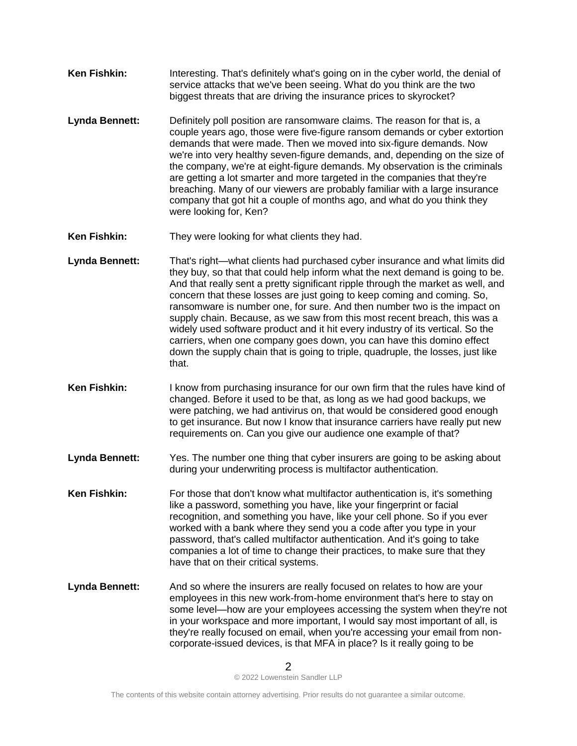**Ken Fishkin:** Interesting. That's definitely what's going on in the cyber world, the denial of service attacks that we've been seeing. What do you think are the two biggest threats that are driving the insurance prices to skyrocket?

**Lynda Bennett:** Definitely poll position are ransomware claims. The reason for that is, a couple years ago, those were five-figure ransom demands or cyber extortion demands that were made. Then we moved into six-figure demands. Now we're into very healthy seven-figure demands, and, depending on the size of the company, we're at eight-figure demands. My observation is the criminals are getting a lot smarter and more targeted in the companies that they're breaching. Many of our viewers are probably familiar with a large insurance company that got hit a couple of months ago, and what do you think they were looking for, Ken?

**Ken Fishkin:** They were looking for what clients they had.

**Lynda Bennett:** That's right—what clients had purchased cyber insurance and what limits did they buy, so that that could help inform what the next demand is going to be. And that really sent a pretty significant ripple through the market as well, and concern that these losses are just going to keep coming and coming. So, ransomware is number one, for sure. And then number two is the impact on supply chain. Because, as we saw from this most recent breach, this was a widely used software product and it hit every industry of its vertical. So the carriers, when one company goes down, you can have this domino effect down the supply chain that is going to triple, quadruple, the losses, just like that.

**Ken Fishkin:** I know from purchasing insurance for our own firm that the rules have kind of changed. Before it used to be that, as long as we had good backups, we were patching, we had antivirus on, that would be considered good enough to get insurance. But now I know that insurance carriers have really put new requirements on. Can you give our audience one example of that?

**Lynda Bennett:** Yes. The number one thing that cyber insurers are going to be asking about during your underwriting process is multifactor authentication.

**Ken Fishkin:** For those that don't know what multifactor authentication is, it's something like a password, something you have, like your fingerprint or facial recognition, and something you have, like your cell phone. So if you ever worked with a bank where they send you a code after you type in your password, that's called multifactor authentication. And it's going to take companies a lot of time to change their practices, to make sure that they have that on their critical systems.

**Lynda Bennett:** And so where the insurers are really focused on relates to how are your employees in this new work-from-home environment that's here to stay on some level—how are your employees accessing the system when they're not in your workspace and more important, I would say most important of all, is they're really focused on email, when you're accessing your email from non-corporate-issued devices, is that MFA in place? Is it really going to be

© 2022 Lowenstein Sandler LLP

The contents of this website contain attorney advertising. Prior results do not guarantee a similar outcome.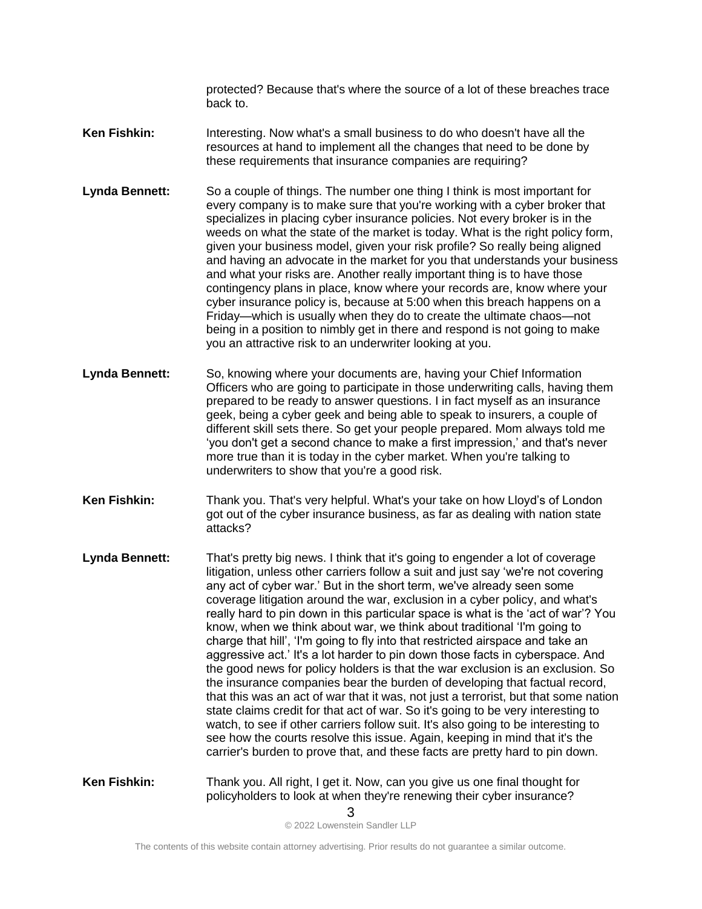protected? Because that's where the source of a lot of these breaches trace back to.

**Ken Fishkin:** Interesting. Now what's a small business to do who doesn't have all the resources at hand to implement all the changes that need to be done by these requirements that insurance companies are requiring?

**Lynda Bennett:** So a couple of things. The number one thing I think is most important for every company is to make sure that you're working with a cyber broker that specializes in placing cyber insurance policies. Not every broker is in the weeds on what the state of the market is today. What is the right policy form, given your business model, given your risk profile? So really being aligned and having an advocate in the market for you that understands your business and what your risks are. Another really important thing is to have those contingency plans in place, know where your records are, know where your cyber insurance policy is, because at 5:00 when this breach happens on a Friday—which is usually when they do to create the ultimate chaos—not being in a position to nimbly get in there and respond is not going to make you an attractive risk to an underwriter looking at you.

**Lynda Bennett:** So, knowing where your documents are, having your Chief Information Officers who are going to participate in those underwriting calls, having them prepared to be ready to answer questions. I in fact myself as an insurance geek, being a cyber geek and being able to speak to insurers, a couple of different skill sets there. So get your people prepared. Mom always told me 'you don't get a second chance to make a first impression,' and that's never more true than it is today in the cyber market. When you're talking to underwriters to show that you're a good risk.

**Ken Fishkin:** Thank you. That's very helpful. What's your take on how Lloyd's of London got out of the cyber insurance business, as far as dealing with nation state attacks?

**Lynda Bennett:** That's pretty big news. I think that it's going to engender a lot of coverage litigation, unless other carriers follow a suit and just say 'we're not covering any act of cyber war.' But in the short term, we've already seen some coverage litigation around the war, exclusion in a cyber policy, and what's really hard to pin down in this particular space is what is the 'act of war'? You know, when we think about war, we think about traditional 'I'm going to charge that hill', 'I'm going to fly into that restricted airspace and take an aggressive act.' It's a lot harder to pin down those facts in cyberspace. And the good news for policy holders is that the war exclusion is an exclusion. So the insurance companies bear the burden of developing that factual record, that this was an act of war that it was, not just a terrorist, but that some nation state claims credit for that act of war. So it's going to be very interesting to watch, to see if other carriers follow suit. It's also going to be interesting to see how the courts resolve this issue. Again, keeping in mind that it's the carrier's burden to prove that, and these facts are pretty hard to pin down.

**Ken Fishkin:** Thank you. All right, I get it. Now, can you give us one final thought for policyholders to look at when they're renewing their cyber insurance?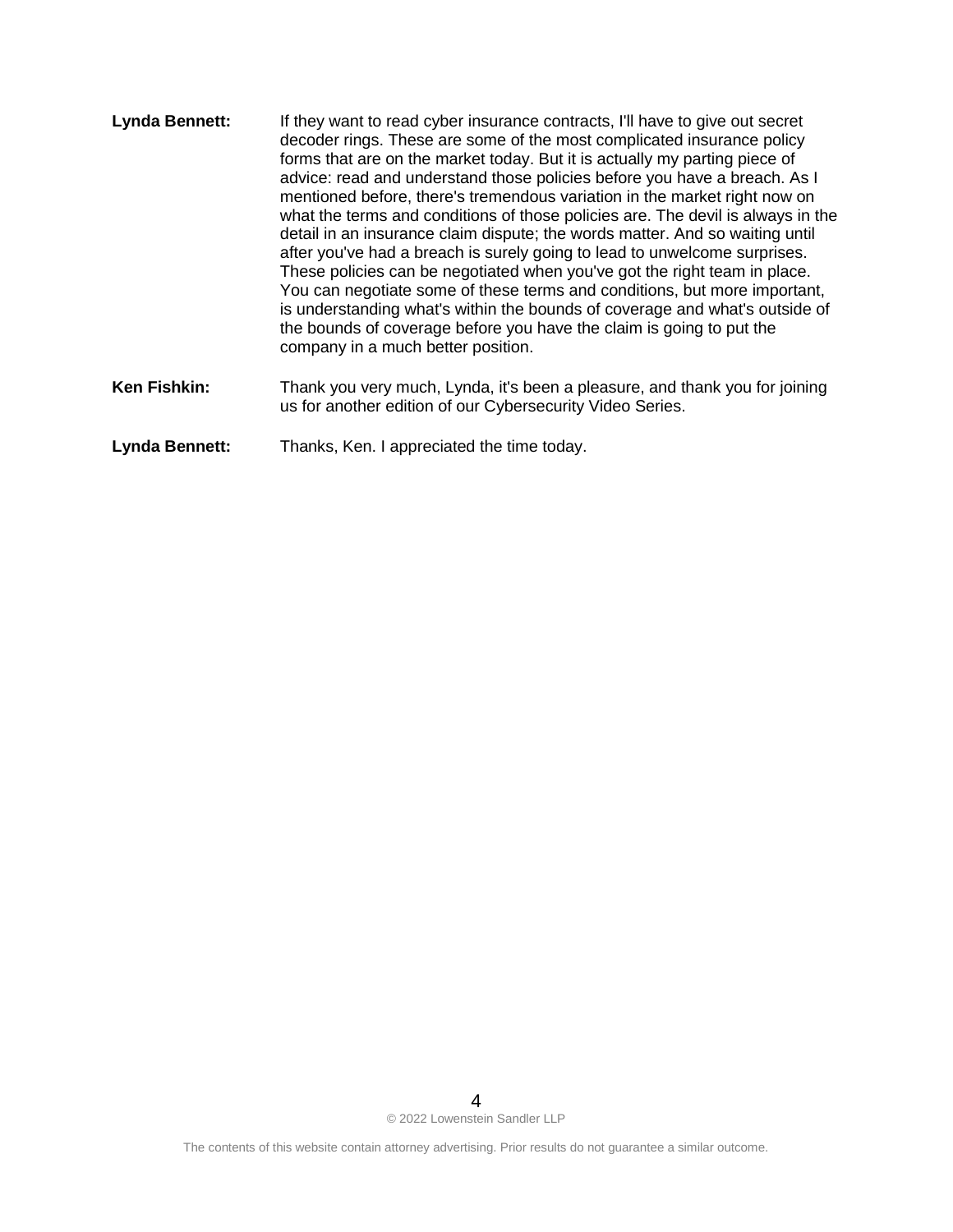**Lynda Bennett:** If they want to read cyber insurance contracts, I'll have to give out secret decoder rings. These are some of the most complicated insurance policy forms that are on the market today. But it is actually my parting piece of advice: read and understand those policies before you have a breach. As I mentioned before, there's tremendous variation in the market right now on what the terms and conditions of those policies are. The devil is always in the detail in an insurance claim dispute; the words matter. And so waiting until after you've had a breach is surely going to lead to unwelcome surprises. These policies can be negotiated when you've got the right team in place. You can negotiate some of these terms and conditions, but more important, is understanding what's within the bounds of coverage and what's outside of the bounds of coverage before you have the claim is going to put the company in a much better position.

**Ken Fishkin:** Thank you very much, Lynda, it's been a pleasure, and thank you for joining us for another edition of our Cybersecurity Video Series.

**Lynda Bennett:** Thanks, Ken. I appreciated the time today.